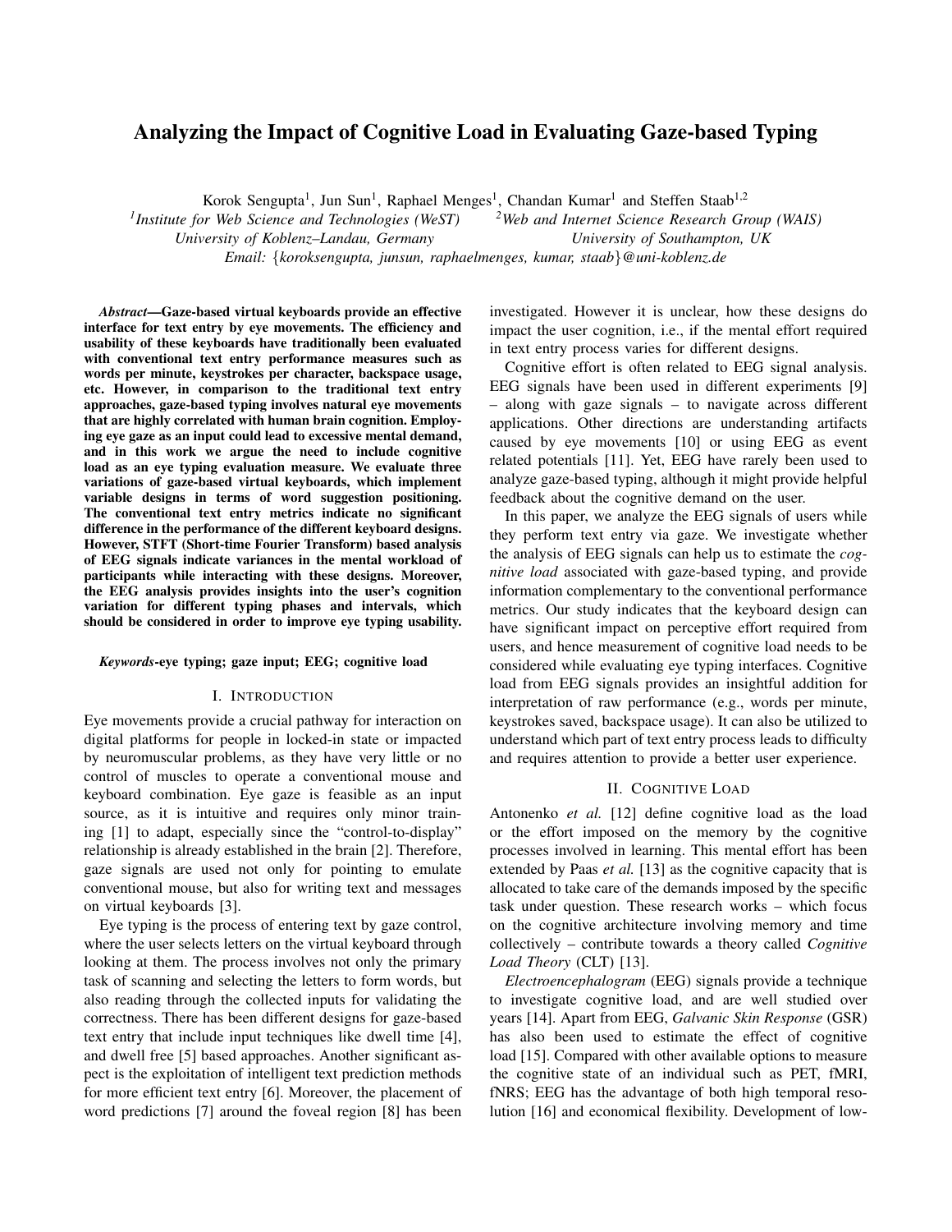# Analyzing the Impact of Cognitive Load in Evaluating Gaze-based Typing

Korok Sengupta[1], Jun Sun[1], Raphael Menges[1], Chandan Kumar[1] and Steffen Staab[1,2]

[1]*Institute for Web Science and Technologies (WeST)* [2]*Web and Internet Science Research Group (WAIS)*
*University of Koblenz–Landau, Germany* *University of Southampton, UK*
*Email: {koroksengupta, junsun, raphaelmenges, kumar, staab}@uni-koblenz.de*

***Abstract*—Gaze-based virtual keyboards provide an effective interface for text entry by eye movements. The efficiency and usability of these keyboards have traditionally been evaluated with conventional text entry performance measures such as words per minute, keystrokes per character, backspace usage, etc. However, in comparison to the traditional text entry approaches, gaze-based typing involves natural eye movements that are highly correlated with human brain cognition. Employing eye gaze as an input could lead to excessive mental demand, and in this work we argue the need to include cognitive load as an eye typing evaluation measure. We evaluate three variations of gaze-based virtual keyboards, which implement variable designs in terms of word suggestion positioning. The conventional text entry metrics indicate no significant difference in the performance of the different keyboard designs. However, STFT (Short-time Fourier Transform) based analysis of EEG signals indicate variances in the mental workload of participants while interacting with these designs. Moreover, the EEG analysis provides insights into the user's cognition variation for different typing phases and intervals, which should be considered in order to improve eye typing usability.**

***Keywords*-eye typing; gaze input; EEG; cognitive load**

## I. Introduction

Eye movements provide a crucial pathway for interaction on digital platforms for people in locked-in state or impacted by neuromuscular problems, as they have very little or no control of muscles to operate a conventional mouse and keyboard combination. Eye gaze is feasible as an input source, as it is intuitive and requires only minor training [1] to adapt, especially since the "control-to-display" relationship is already established in the brain [2]. Therefore, gaze signals are used not only for pointing to emulate conventional mouse, but also for writing text and messages on virtual keyboards [3].

Eye typing is the process of entering text by gaze control, where the user selects letters on the virtual keyboard through looking at them. The process involves not only the primary task of scanning and selecting the letters to form words, but also reading through the collected inputs for validating the correctness. There has been different designs for gaze-based text entry that include input techniques like dwell time [4], and dwell free [5] based approaches. Another significant aspect is the exploitation of intelligent text prediction methods for more efficient text entry [6]. Moreover, the placement of word predictions [7] around the foveal region [8] has been investigated. However it is unclear, how these designs do impact the user cognition, i.e., if the mental effort required in text entry process varies for different designs.

Cognitive effort is often related to EEG signal analysis. EEG signals have been used in different experiments [9] – along with gaze signals – to navigate across different applications. Other directions are understanding artifacts caused by eye movements [10] or using EEG as event related potentials [11]. Yet, EEG have rarely been used to analyze gaze-based typing, although it might provide helpful feedback about the cognitive demand on the user.

In this paper, we analyze the EEG signals of users while they perform text entry via gaze. We investigate whether the analysis of EEG signals can help us to estimate the *cognitive load* associated with gaze-based typing, and provide information complementary to the conventional performance metrics. Our study indicates that the keyboard design can have significant impact on perceptive effort required from users, and hence measurement of cognitive load needs to be considered while evaluating eye typing interfaces. Cognitive load from EEG signals provides an insightful addition for interpretation of raw performance (e.g., words per minute, keystrokes saved, backspace usage). It can also be utilized to understand which part of text entry process leads to difficulty and requires attention to provide a better user experience.

## II. Cognitive Load

Antonenko *et al.* [12] define cognitive load as the load or the effort imposed on the memory by the cognitive processes involved in learning. This mental effort has been extended by Paas *et al.* [13] as the cognitive capacity that is allocated to take care of the demands imposed by the specific task under question. These research works – which focus on the cognitive architecture involving memory and time collectively – contribute towards a theory called *Cognitive Load Theory* (CLT) [13].

*Electroencephalogram* (EEG) signals provide a technique to investigate cognitive load, and are well studied over years [14]. Apart from EEG, *Galvanic Skin Response* (GSR) has also been used to estimate the effect of cognitive load [15]. Compared with other available options to measure the cognitive state of an individual such as PET, fMRI, fNRS; EEG has the advantage of both high temporal resolution [16] and economical flexibility. Development of low-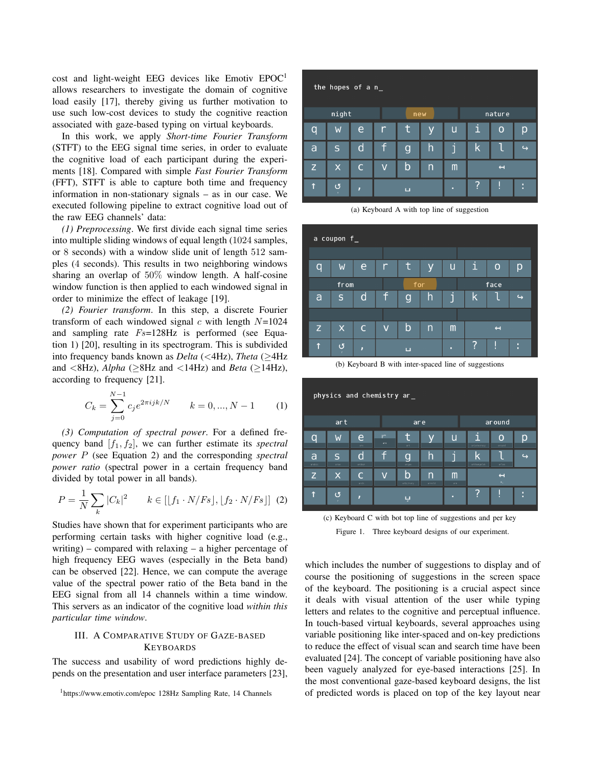cost and light-weight EEG devices like Emotiv EPOC[1] allows researchers to investigate the domain of cognitive load easily [17], thereby giving us further motivation to use such low-cost devices to study the cognitive reaction associated with gaze-based typing on virtual keyboards.

In this work, we apply *Short-time Fourier Transform* (STFT) to the EEG signal time series, in order to evaluate the cognitive load of each participant during the experiments [18]. Compared with simple *Fast Fourier Transform* (FFT), STFT is able to capture both time and frequency information in non-stationary signals – as in our case. We executed following pipeline to extract cognitive load out of the raw EEG channels' data:

*(1) Preprocessing*. We first divide each signal time series into multiple sliding windows of equal length (1024 samples, or 8 seconds) with a window slide unit of length 512 samples (4 seconds). This results in two neighboring windows sharing an overlap of 50% window length. A half-cosine window function is then applied to each windowed signal in order to minimize the effect of leakage [19].

*(2) Fourier transform*. In this step, a discrete Fourier transform of each windowed signal $c$ with length $N$=1024 and sampling rate $Fs$=128Hz is performed (see Equation 1) [20], resulting in its spectrogram. This is subdivided into frequency bands known as *Delta* (<4Hz), *Theta* (≥4Hz and <8Hz), *Alpha* (≥8Hz and <14Hz) and *Beta* (≥14Hz), according to frequency [21].

$$C_k = \sum_{j=0}^{N-1} c_j e^{2\pi ijk/N} \qquad k = 0, ..., N-1 \tag{1}$$

*(3) Computation of spectral power*. For a defined frequency band $[f_1, f_2]$, we can further estimate its *spectral power* $P$ (see Equation 2) and the corresponding *spectral power ratio* (spectral power in a certain frequency band divided by total power in all bands).

$$P = \frac{1}{N} \sum_k |C_k|^2 \qquad k \in [\lfloor f_1 \cdot N/Fs \rfloor, \lfloor f_2 \cdot N/Fs \rfloor] \tag{2}$$

Studies have shown that for experiment participants who are performing certain tasks with higher cognitive load (e.g., writing) – compared with relaxing – a higher percentage of high frequency EEG waves (especially in the Beta band) can be observed [22]. Hence, we can compute the average value of the spectral power ratio of the Beta band in the EEG signal from all 14 channels within a time window. This servers as an indicator of the cognitive load *within this particular time window*.

## III. A Comparative Study of Gaze-based Keyboards

The success and usability of word predictions highly depends on the presentation and user interface parameters [23], which includes the number of suggestions to display and of course the positioning of suggestions in the screen space of the keyboard. The positioning is a crucial aspect since it deals with visual attention of the user while typing letters and relates to the cognitive and perceptual influence. In touch-based virtual keyboards, several approaches using variable positioning like inter-spaced and on-key predictions to reduce the effect of visual scan and search time have been evaluated [24]. The concept of variable positioning have also been vaguely analyzed for eye-based interactions [25]. In the most conventional gaze-based keyboard designs, the list of predicted words is placed on top of the key layout near

(a) Keyboard A with top line of suggestion

(b) Keyboard B with inter-spaced line of suggestions

(c) Keyboard C with bot top line of suggestions and per key

Figure 1. Three keyboard designs of our experiment.

[1] https://www.emotiv.com/epoc 128Hz Sampling Rate, 14 Channels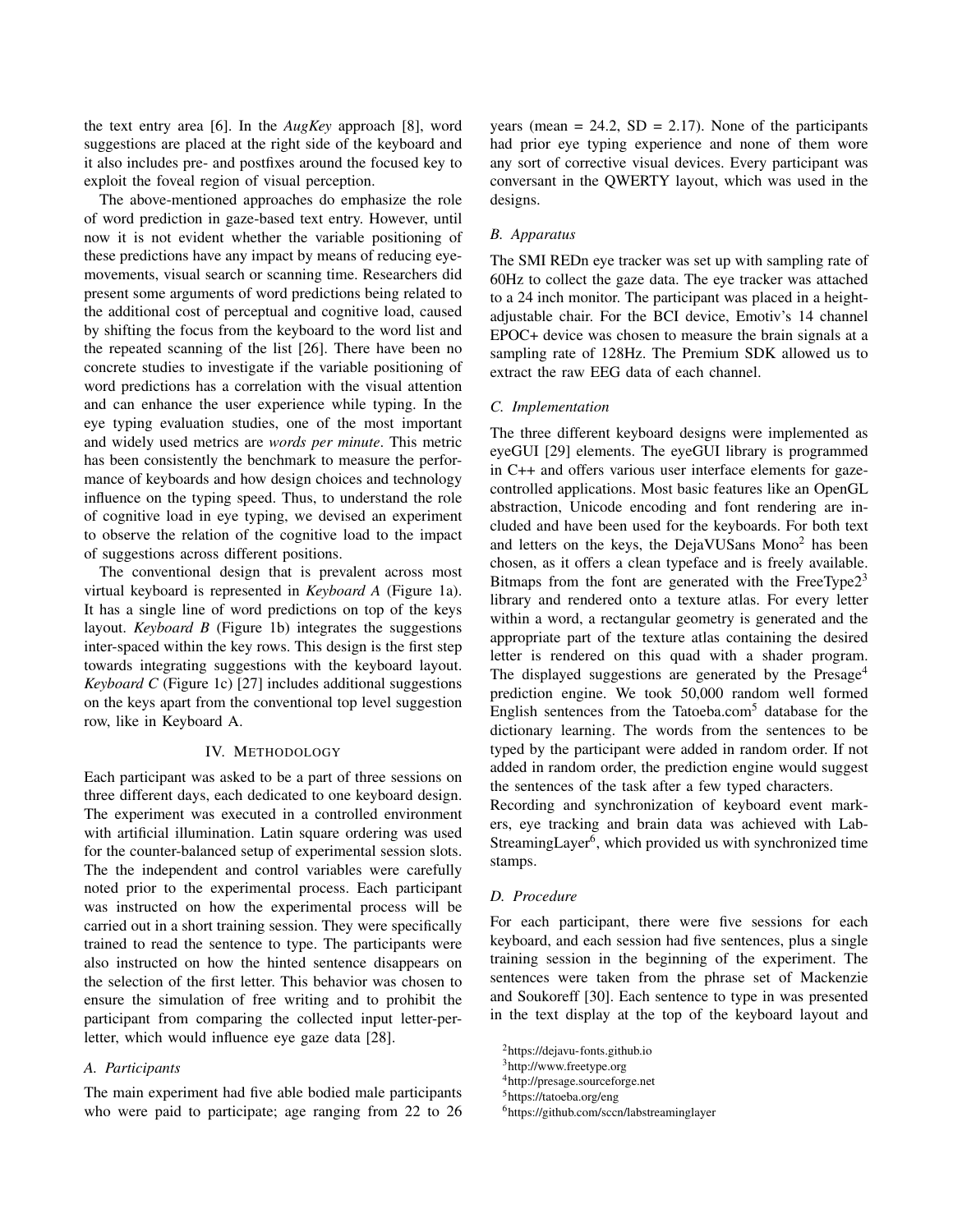the text entry area [6]. In the *AugKey* approach [8], word suggestions are placed at the right side of the keyboard and it also includes pre- and postfixes around the focused key to exploit the foveal region of visual perception.

The above-mentioned approaches do emphasize the role of word prediction in gaze-based text entry. However, until now it is not evident whether the variable positioning of these predictions have any impact by means of reducing eye-movements, visual search or scanning time. Researchers did present some arguments of word predictions being related to the additional cost of perceptual and cognitive load, caused by shifting the focus from the keyboard to the word list and the repeated scanning of the list [26]. There have been no concrete studies to investigate if the variable positioning of word predictions has a correlation with the visual attention and can enhance the user experience while typing. In the eye typing evaluation studies, one of the most important and widely used metrics are *words per minute*. This metric has been consistently the benchmark to measure the performance of keyboards and how design choices and technology influence on the typing speed. Thus, to understand the role of cognitive load in eye typing, we devised an experiment to observe the relation of the cognitive load to the impact of suggestions across different positions.

The conventional design that is prevalent across most virtual keyboard is represented in *Keyboard A* (Figure 1a). It has a single line of word predictions on top of the keys layout. *Keyboard B* (Figure 1b) integrates the suggestions inter-spaced within the key rows. This design is the first step towards integrating suggestions with the keyboard layout. *Keyboard C* (Figure 1c) [27] includes additional suggestions on the keys apart from the conventional top level suggestion row, like in Keyboard A.

## IV. Methodology

Each participant was asked to be a part of three sessions on three different days, each dedicated to one keyboard design. The experiment was executed in a controlled environment with artificial illumination. Latin square ordering was used for the counter-balanced setup of experimental session slots. The the independent and control variables were carefully noted prior to the experimental process. Each participant was instructed on how the experimental process will be carried out in a short training session. They were specifically trained to read the sentence to type. The participants were also instructed on how the hinted sentence disappears on the selection of the first letter. This behavior was chosen to ensure the simulation of free writing and to prohibit the participant from comparing the collected input letter-per-letter, which would influence eye gaze data [28].

### A. Participants

The main experiment had five able bodied male participants who were paid to participate; age ranging from 22 to 26 years (mean = 24.2, SD = 2.17). None of the participants had prior eye typing experience and none of them wore any sort of corrective visual devices. Every participant was conversant in the QWERTY layout, which was used in the designs.

### B. Apparatus

The SMI REDn eye tracker was set up with sampling rate of 60Hz to collect the gaze data. The eye tracker was attached to a 24 inch monitor. The participant was placed in a height-adjustable chair. For the BCI device, Emotiv's 14 channel EPOC+ device was chosen to measure the brain signals at a sampling rate of 128Hz. The Premium SDK allowed us to extract the raw EEG data of each channel.

### C. Implementation

The three different keyboard designs were implemented as eyeGUI [29] elements. The eyeGUI library is programmed in C++ and offers various user interface elements for gaze-controlled applications. Most basic features like an OpenGL abstraction, Unicode encoding and font rendering are included and have been used for the keyboards. For both text and letters on the keys, the DejaVUSans Mono[2] has been chosen, as it offers a clean typeface and is freely available. Bitmaps from the font are generated with the FreeType2[3] library and rendered onto a texture atlas. For every letter within a word, a rectangular geometry is generated and the appropriate part of the texture atlas containing the desired letter is rendered on this quad with a shader program. The displayed suggestions are generated by the Presage[4] prediction engine. We took 50,000 random well formed English sentences from the Tatoeba.com[5] database for the dictionary learning. The words from the sentences to be typed by the participant were added in random order. If not added in random order, the prediction engine would suggest the sentences of the task after a few typed characters.
Recording and synchronization of keyboard event markers, eye tracking and brain data was achieved with LabStreamingLayer[6], which provided us with synchronized time stamps.

### D. Procedure

For each participant, there were five sessions for each keyboard, and each session had five sentences, plus a single training session in the beginning of the experiment. The sentences were taken from the phrase set of Mackenzie and Soukoreff [30]. Each sentence to type in was presented in the text display at the top of the keyboard layout and

[2] https://dejavu-fonts.github.io
[3] http://www.freetype.org
[4] http://presage.sourceforge.net
[5] https://tatoeba.org/eng
[6] https://github.com/sccn/labstreaminglayer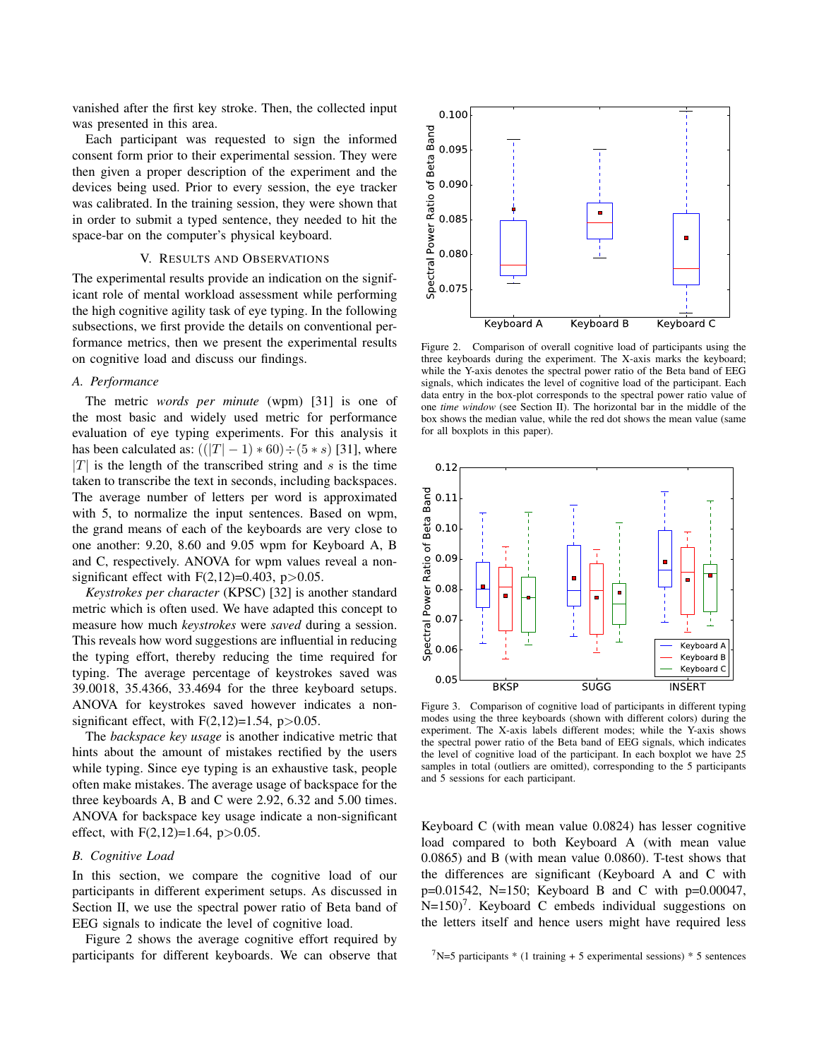vanished after the first key stroke. Then, the collected input was presented in this area.

Each participant was requested to sign the informed consent form prior to their experimental session. They were then given a proper description of the experiment and the devices being used. Prior to every session, the eye tracker was calibrated. In the training session, they were shown that in order to submit a typed sentence, they needed to hit the space-bar on the computer's physical keyboard.

## V. Results and Observations

The experimental results provide an indication on the significant role of mental workload assessment while performing the high cognitive agility task of eye typing. In the following subsections, we first provide the details on conventional performance metrics, then we present the experimental results on cognitive load and discuss our findings.

### A. Performance

The metric *words per minute* (wpm) [31] is one of the most basic and widely used metric for performance evaluation of eye typing experiments. For this analysis it has been calculated as: $((|T|-1)*60)\div(5*s)$ [31], where $|T|$ is the length of the transcribed string and $s$ is the time taken to transcribe the text in seconds, including backspaces. The average number of letters per word is approximated with 5, to normalize the input sentences. Based on wpm, the grand means of each of the keyboards are very close to one another: 9.20, 8.60 and 9.05 wpm for Keyboard A, B and C, respectively. ANOVA for wpm values reveal a non-significant effect with $F(2,12)=0.403$, $p>0.05$.

*Keystrokes per character* (KPSC) [32] is another standard metric which is often used. We have adapted this concept to measure how much *keystrokes* were *saved* during a session. This reveals how word suggestions are influential in reducing the typing effort, thereby reducing the time required for typing. The average percentage of keystrokes saved was 39.0018, 35.4366, 33.4694 for the three keyboard setups. ANOVA for keystrokes saved however indicates a non-significant effect, with $F(2,12)=1.54$, $p>0.05$.

The *backspace key usage* is another indicative metric that hints about the amount of mistakes rectified by the users while typing. Since eye typing is an exhaustive task, people often make mistakes. The average usage of backspace for the three keyboards A, B and C were 2.92, 6.32 and 5.00 times. ANOVA for backspace key usage indicate a non-significant effect, with $F(2,12)=1.64$, $p>0.05$.

### B. Cognitive Load

In this section, we compare the cognitive load of our participants in different experiment setups. As discussed in Section II, we use the spectral power ratio of Beta band of EEG signals to indicate the level of cognitive load.

Figure 2 shows the average cognitive effort required by participants for different keyboards. We can observe that Keyboard C (with mean value 0.0824) has lesser cognitive load compared to both Keyboard A (with mean value 0.0865) and B (with mean value 0.0860). T-test shows that the differences are significant (Keyboard A and C with p=0.01542, N=150; Keyboard B and C with p=0.00047, N=150)[7]. Keyboard C embeds individual suggestions on the letters itself and hence users might have required less

Figure 2. Comparison of overall cognitive load of participants using the three keyboards during the experiment. The X-axis marks the keyboard; while the Y-axis denotes the spectral power ratio of the Beta band of EEG signals, which indicates the level of cognitive load of the participant. Each data entry in the box-plot corresponds to the spectral power ratio value of one *time window* (see Section II). The horizontal bar in the middle of the box shows the median value, while the red dot shows the mean value (same for all boxplots in this paper).

Figure 3. Comparison of cognitive load of participants in different typing modes using the three keyboards (shown with different colors) during the experiment. The X-axis labels different modes; while the Y-axis shows the spectral power ratio of the Beta band of EEG signals, which indicates the level of cognitive load of the participant. In each boxplot we have 25 samples in total (outliers are omitted), corresponding to the 5 participants and 5 sessions for each participant.

[7] N=5 participants * (1 training + 5 experimental sessions) * 5 sentences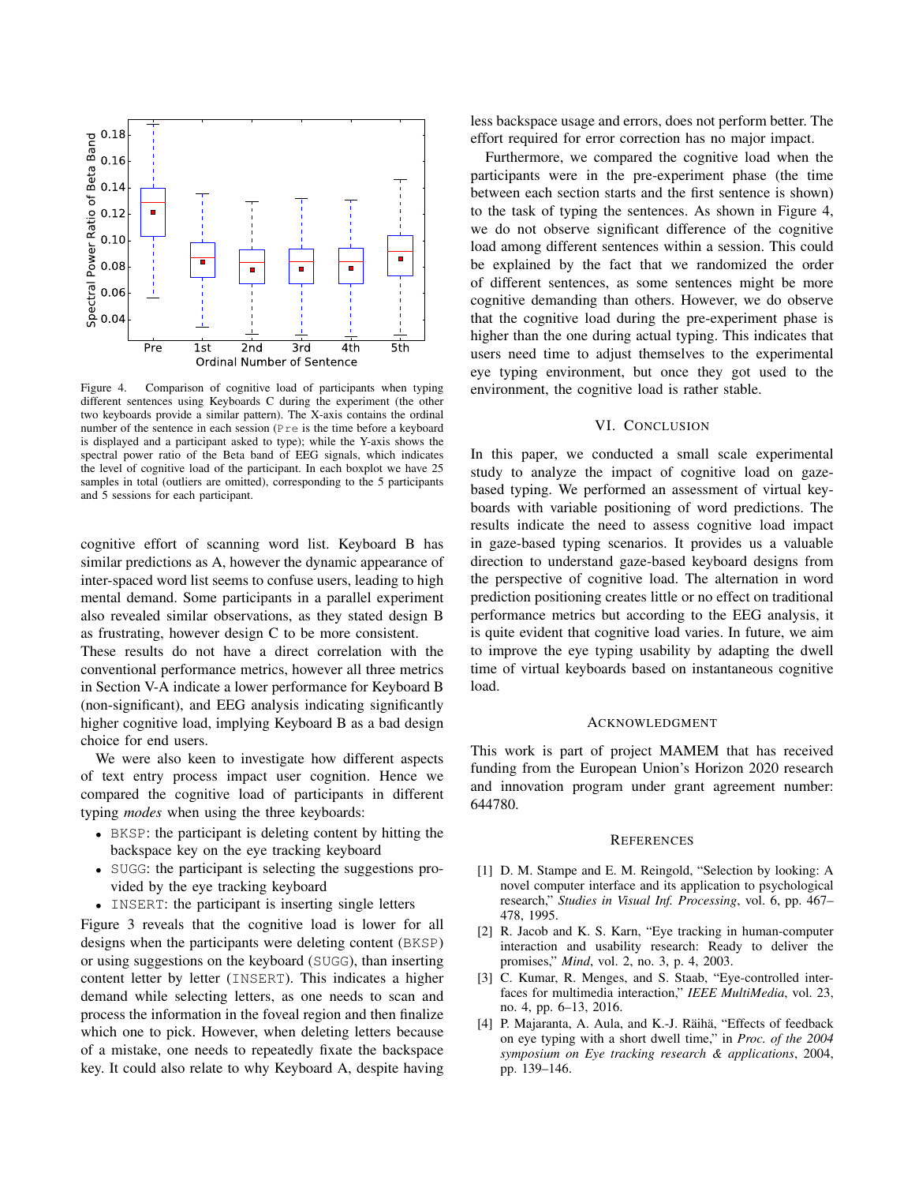Spectral Power Ratio of Beta Band

0.18
0.16
0.14
0.12
0.10
0.08
0.06
0.04

Pre 1st 2nd 3rd 4th 5th

Ordinal Number of Sentence

Figure 4. Comparison of cognitive load of participants when typing different sentences using Keyboards C during the experiment (the other two keyboards provide a similar pattern). The X-axis contains the ordinal number of the sentence in each session (`Pre` is the time before a keyboard is displayed and a participant asked to type); while the Y-axis shows the spectral power ratio of the Beta band of EEG signals, which indicates the level of cognitive load of the participant. In each boxplot we have 25 samples in total (outliers are omitted), corresponding to the 5 participants and 5 sessions for each participant.

cognitive effort of scanning word list. Keyboard B has similar predictions as A, however the dynamic appearance of inter-spaced word list seems to confuse users, leading to high mental demand. Some participants in a parallel experiment also revealed similar observations, as they stated design B as frustrating, however design C to be more consistent.

These results do not have a direct correlation with the conventional performance metrics, however all three metrics in Section V-A indicate a lower performance for Keyboard B (non-significant), and EEG analysis indicating significantly higher cognitive load, implying Keyboard B as a bad design choice for end users.

We were also keen to investigate how different aspects of text entry process impact user cognition. Hence we compared the cognitive load of participants in different typing *modes* when using the three keyboards:

- `BKSP`: the participant is deleting content by hitting the backspace key on the eye tracking keyboard
- `SUGG`: the participant is selecting the suggestions provided by the eye tracking keyboard
- `INSERT`: the participant is inserting single letters

Figure 3 reveals that the cognitive load is lower for all designs when the participants were deleting content (`BKSP`) or using suggestions on the keyboard (`SUGG`), than inserting content letter by letter (`INSERT`). This indicates a higher demand while selecting letters, as one needs to scan and process the information in the foveal region and then finalize which one to pick. However, when deleting letters because of a mistake, one needs to repeatedly fixate the backspace key. It could also relate to why Keyboard A, despite having less backspace usage and errors, does not perform better. The effort required for error correction has no major impact.

Furthermore, we compared the cognitive load when the participants were in the pre-experiment phase (the time between each section starts and the first sentence is shown) to the task of typing the sentences. As shown in Figure 4, we do not observe significant difference of the cognitive load among different sentences within a session. This could be explained by the fact that we randomized the order of different sentences, as some sentences might be more cognitive demanding than others. However, we do observe that the cognitive load during the pre-experiment phase is higher than the one during actual typing. This indicates that users need time to adjust themselves to the experimental eye typing environment, but once they got used to the environment, the cognitive load is rather stable.

## VI. Conclusion

In this paper, we conducted a small scale experimental study to analyze the impact of cognitive load on gaze-based typing. We performed an assessment of virtual keyboards with variable positioning of word predictions. The results indicate the need to assess cognitive load impact in gaze-based typing scenarios. It provides us a valuable direction to understand gaze-based keyboard designs from the perspective of cognitive load. The alternation in word prediction positioning creates little or no effect on traditional performance metrics but according to the EEG analysis, it is quite evident that cognitive load varies. In future, we aim to improve the eye typing usability by adapting the dwell time of virtual keyboards based on instantaneous cognitive load.

## Acknowledgment

This work is part of project MAMEM that has received funding from the European Union's Horizon 2020 research and innovation program under grant agreement number: 644780.

## References

[1] D. M. Stampe and E. M. Reingold, "Selection by looking: A novel computer interface and its application to psychological research," *Studies in Visual Inf. Processing*, vol. 6, pp. 467–478, 1995.

[2] R. Jacob and K. S. Karn, "Eye tracking in human-computer interaction and usability research: Ready to deliver the promises," *Mind*, vol. 2, no. 3, p. 4, 2003.

[3] C. Kumar, R. Menges, and S. Staab, "Eye-controlled interfaces for multimedia interaction," *IEEE MultiMedia*, vol. 23, no. 4, pp. 6–13, 2016.

[4] P. Majaranta, A. Aula, and K.-J. Räihä, "Effects of feedback on eye typing with a short dwell time," in *Proc. of the 2004 symposium on Eye tracking research & applications*, 2004, pp. 139–146.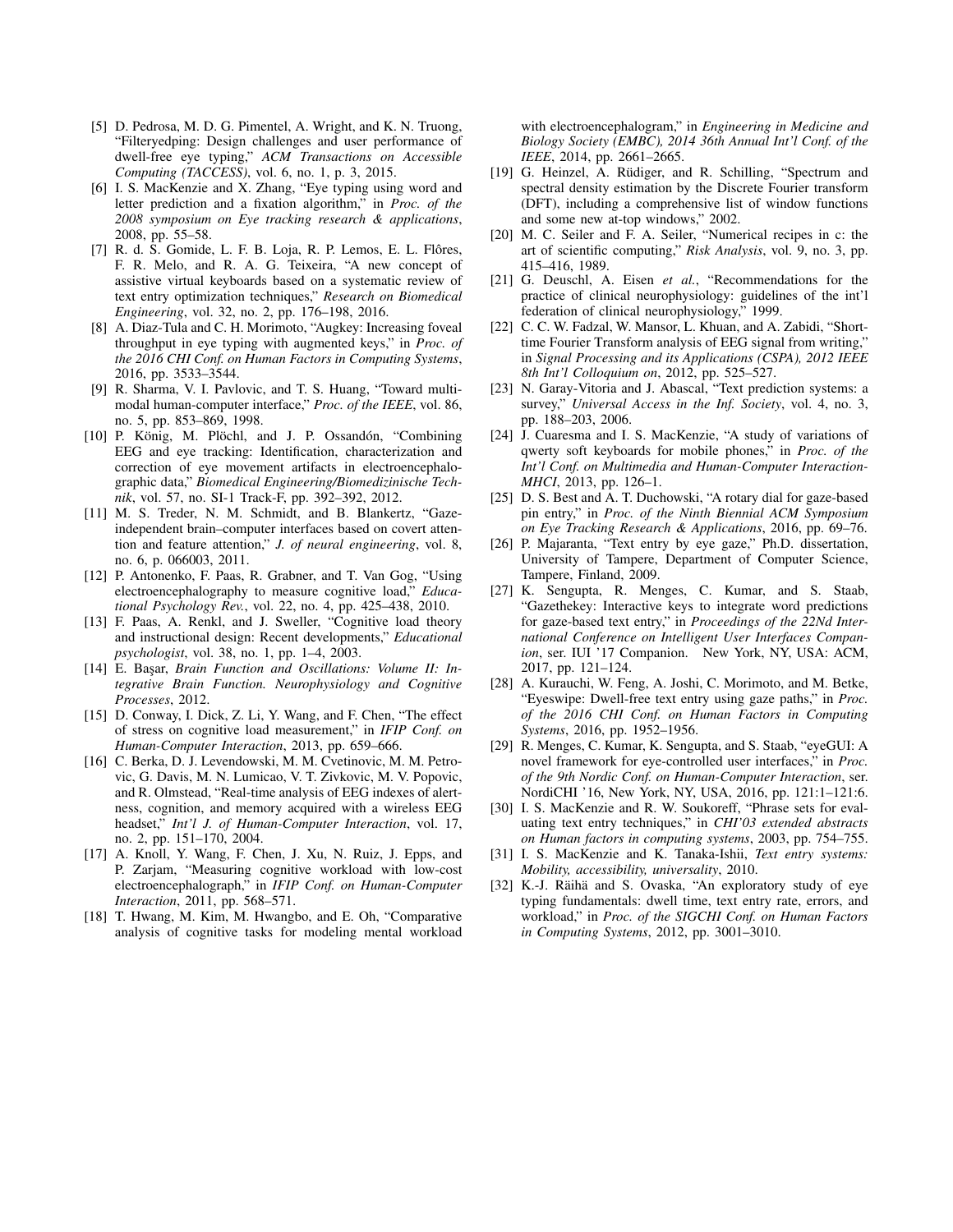[5] D. Pedrosa, M. D. G. Pimentel, A. Wright, and K. N. Truong, "Filteryedping: Design challenges and user performance of dwell-free eye typing," *ACM Transactions on Accessible Computing (TACCESS)*, vol. 6, no. 1, p. 3, 2015.

[6] I. S. MacKenzie and X. Zhang, "Eye typing using word and letter prediction and a fixation algorithm," in *Proc. of the 2008 symposium on Eye tracking research & applications*, 2008, pp. 55–58.

[7] R. d. S. Gomide, L. F. B. Loja, R. P. Lemos, E. L. Flôres, F. R. Melo, and R. A. G. Teixeira, "A new concept of assistive virtual keyboards based on a systematic review of text entry optimization techniques," *Research on Biomedical Engineering*, vol. 32, no. 2, pp. 176–198, 2016.

[8] A. Diaz-Tula and C. H. Morimoto, "Augkey: Increasing foveal throughput in eye typing with augmented keys," in *Proc. of the 2016 CHI Conf. on Human Factors in Computing Systems*, 2016, pp. 3533–3544.

[9] R. Sharma, V. I. Pavlovic, and T. S. Huang, "Toward multimodal human-computer interface," *Proc. of the IEEE*, vol. 86, no. 5, pp. 853–869, 1998.

[10] P. König, M. Plöchl, and J. P. Ossandón, "Combining EEG and eye tracking: Identification, characterization and correction of eye movement artifacts in electroencephalographic data," *Biomedical Engineering/Biomedizinische Technik*, vol. 57, no. SI-1 Track-F, pp. 392–392, 2012.

[11] M. S. Treder, N. M. Schmidt, and B. Blankertz, "Gaze-independent brain–computer interfaces based on covert attention and feature attention," *J. of neural engineering*, vol. 8, no. 6, p. 066003, 2011.

[12] P. Antonenko, F. Paas, R. Grabner, and T. Van Gog, "Using electroencephalography to measure cognitive load," *Educational Psychology Rev.*, vol. 22, no. 4, pp. 425–438, 2010.

[13] F. Paas, A. Renkl, and J. Sweller, "Cognitive load theory and instructional design: Recent developments," *Educational psychologist*, vol. 38, no. 1, pp. 1–4, 2003.

[14] E. Başar, *Brain Function and Oscillations: Volume II: Integrative Brain Function. Neurophysiology and Cognitive Processes*, 2012.

[15] D. Conway, I. Dick, Z. Li, Y. Wang, and F. Chen, "The effect of stress on cognitive load measurement," in *IFIP Conf. on Human-Computer Interaction*, 2013, pp. 659–666.

[16] C. Berka, D. J. Levendowski, M. M. Cvetinovic, M. M. Petrovic, G. Davis, M. N. Lumicao, V. T. Zivkovic, M. V. Popovic, and R. Olmstead, "Real-time analysis of EEG indexes of alertness, cognition, and memory acquired with a wireless EEG headset," *Int'l J. of Human-Computer Interaction*, vol. 17, no. 2, pp. 151–170, 2004.

[17] A. Knoll, Y. Wang, F. Chen, J. Xu, N. Ruiz, J. Epps, and P. Zarjam, "Measuring cognitive workload with low-cost electroencephalograph," in *IFIP Conf. on Human-Computer Interaction*, 2011, pp. 568–571.

[18] T. Hwang, M. Kim, M. Hwangbo, and E. Oh, "Comparative analysis of cognitive tasks for modeling mental workload with electroencephalogram," in *Engineering in Medicine and Biology Society (EMBC), 2014 36th Annual Int'l Conf. of the IEEE*, 2014, pp. 2661–2665.

[19] G. Heinzel, A. Rüdiger, and R. Schilling, "Spectrum and spectral density estimation by the Discrete Fourier transform (DFT), including a comprehensive list of window functions and some new at-top windows," 2002.

[20] M. C. Seiler and F. A. Seiler, "Numerical recipes in c: the art of scientific computing," *Risk Analysis*, vol. 9, no. 3, pp. 415–416, 1989.

[21] G. Deuschl, A. Eisen *et al.*, "Recommendations for the practice of clinical neurophysiology: guidelines of the int'l federation of clinical neurophysiology," 1999.

[22] C. C. W. Fadzal, W. Mansor, L. Khuan, and A. Zabidi, "Short-time Fourier Transform analysis of EEG signal from writing," in *Signal Processing and its Applications (CSPA), 2012 IEEE 8th Int'l Colloquium on*, 2012, pp. 525–527.

[23] N. Garay-Vitoria and J. Abascal, "Text prediction systems: a survey," *Universal Access in the Inf. Society*, vol. 4, no. 3, pp. 188–203, 2006.

[24] J. Cuaresma and I. S. MacKenzie, "A study of variations of qwerty soft keyboards for mobile phones," in *Proc. of the Int'l Conf. on Multimedia and Human-Computer Interaction-MHCI*, 2013, pp. 126–1.

[25] D. S. Best and A. T. Duchowski, "A rotary dial for gaze-based pin entry," in *Proc. of the Ninth Biennial ACM Symposium on Eye Tracking Research & Applications*, 2016, pp. 69–76.

[26] P. Majaranta, "Text entry by eye gaze," Ph.D. dissertation, University of Tampere, Department of Computer Science, Tampere, Finland, 2009.

[27] K. Sengupta, R. Menges, C. Kumar, and S. Staab, "Gazethekey: Interactive keys to integrate word predictions for gaze-based text entry," in *Proceedings of the 22Nd International Conference on Intelligent User Interfaces Companion*, ser. IUI '17 Companion. New York, NY, USA: ACM, 2017, pp. 121–124.

[28] A. Kurauchi, W. Feng, A. Joshi, C. Morimoto, and M. Betke, "Eyeswipe: Dwell-free text entry using gaze paths," in *Proc. of the 2016 CHI Conf. on Human Factors in Computing Systems*, 2016, pp. 1952–1956.

[29] R. Menges, C. Kumar, K. Sengupta, and S. Staab, "eyeGUI: A novel framework for eye-controlled user interfaces," in *Proc. of the 9th Nordic Conf. on Human-Computer Interaction*, ser. NordiCHI '16, New York, NY, USA, 2016, pp. 121:1–121:6.

[30] I. S. MacKenzie and R. W. Soukoreff, "Phrase sets for evaluating text entry techniques," in *CHI'03 extended abstracts on Human factors in computing systems*, 2003, pp. 754–755.

[31] I. S. MacKenzie and K. Tanaka-Ishii, *Text entry systems: Mobility, accessibility, universality*, 2010.

[32] K.-J. Räihä and S. Ovaska, "An exploratory study of eye typing fundamentals: dwell time, text entry rate, errors, and workload," in *Proc. of the SIGCHI Conf. on Human Factors in Computing Systems*, 2012, pp. 3001–3010.